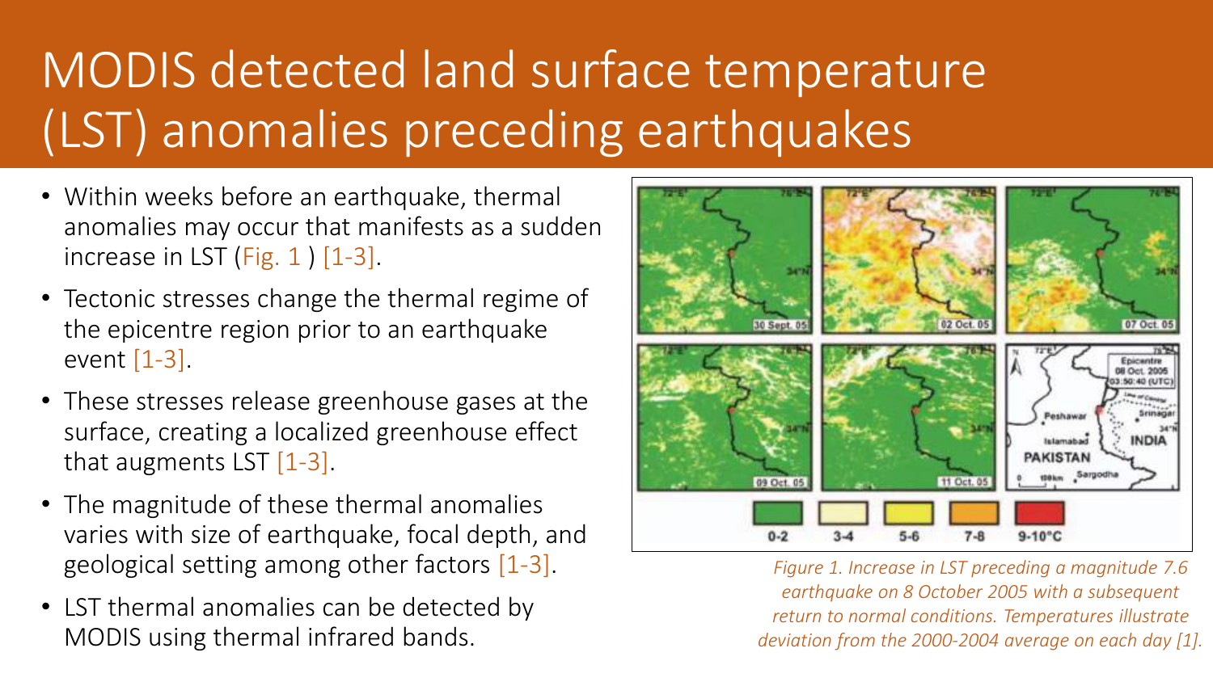# MODIS detected land surface temperature (LST) anomalies preceding earthquakes

- Within weeks before an earthquake, thermal anomalies may occur that manifests as a sudden increase in LST (Fig. 1 ) [1-3].
- Tectonic stresses change the thermal regime of the epicentre region prior to an earthquake event [1-3].
- These stresses release greenhouse gases at the surface, creating a localized greenhouse effect that augments LST [1-3].
- The magnitude of these thermal anomalies varies with size of earthquake, focal depth, and geological setting among other factors [1-3].
- LST thermal anomalies can be detected by MODIS using thermal infrared bands.

*Figure 1. Increase in LST preceding a magnitude 7.6 earthquake on 8 October 2005 with a subsequent return to normal conditions. Temperatures illustrate deviation from the 2000-2004 average on each day [1].*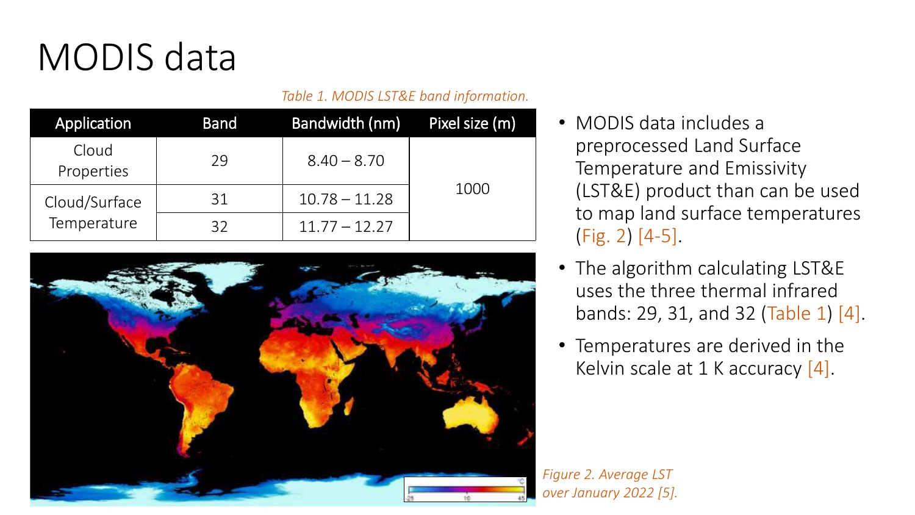# MODIS data

*Table 1. MODIS LST&E band information.*

| Application | Band | Bandwidth (nm) | Pixel size (m) |
|---|---|---|---|
| Cloud Properties | 29 | 8.40 – 8.70 | 1000 |
| Cloud/Surface Temperature | 31 | 10.78 – 11.28 | |
| | 32 | 11.77 – 12.27 | |

*Figure 2. Average LST over January 2022 [5].*

- MODIS data includes a preprocessed Land Surface Temperature and Emissivity (LST&E) product than can be used to map land surface temperatures (Fig. 2) [4-5].
- The algorithm calculating LST&E uses the three thermal infrared bands: 29, 31, and 32 (Table 1) [4].
- Temperatures are derived in the Kelvin scale at 1 K accuracy [4].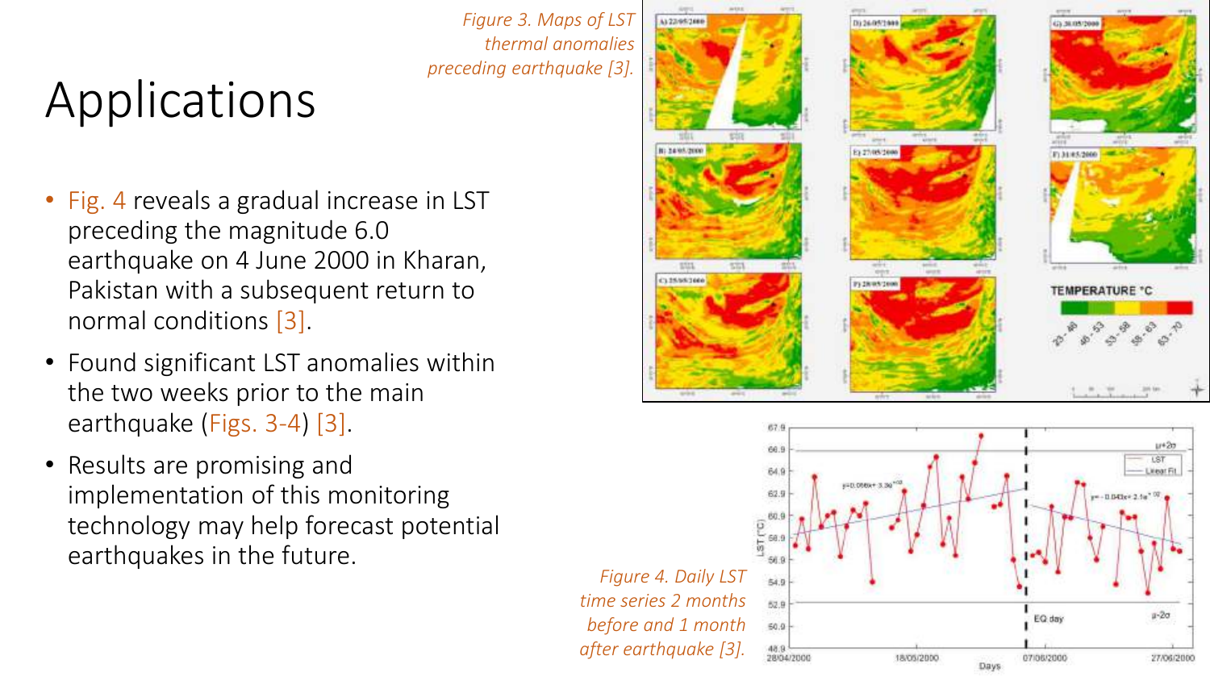# Applications

*Figure 3. Maps of LST thermal anomalies preceding earthquake [3].*

- Fig. 4 reveals a gradual increase in LST preceding the magnitude 6.0 earthquake on 4 June 2000 in Kharan, Pakistan with a subsequent return to normal conditions [3].
- Found significant LST anomalies within the two weeks prior to the main earthquake (Figs. 3-4) [3].
- Results are promising and implementation of this monitoring technology may help forecast potential earthquakes in the future.

*Figure 4. Daily LST time series 2 months before and 1 month after earthquake [3].*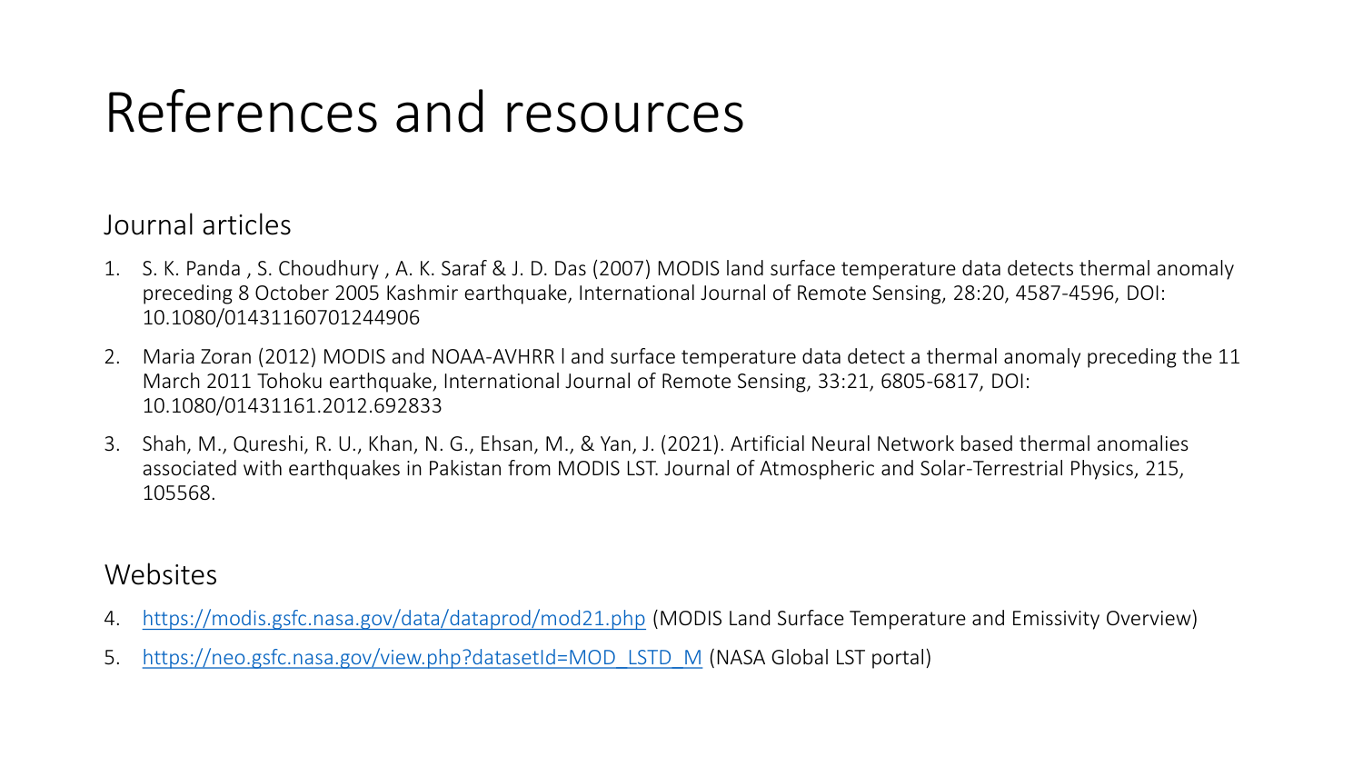# References and resources

## Journal articles

1. S. K. Panda , S. Choudhury , A. K. Saraf & J. D. Das (2007) MODIS land surface temperature data detects thermal anomaly preceding 8 October 2005 Kashmir earthquake, International Journal of Remote Sensing, 28:20, 4587-4596, DOI: 10.1080/01431160701244906
2. Maria Zoran (2012) MODIS and NOAA-AVHRR l and surface temperature data detect a thermal anomaly preceding the 11 March 2011 Tohoku earthquake, International Journal of Remote Sensing, 33:21, 6805-6817, DOI: 10.1080/01431161.2012.692833
3. Shah, M., Qureshi, R. U., Khan, N. G., Ehsan, M., & Yan, J. (2021). Artificial Neural Network based thermal anomalies associated with earthquakes in Pakistan from MODIS LST. Journal of Atmospheric and Solar-Terrestrial Physics, 215, 105568.

## Websites

4. https://modis.gsfc.nasa.gov/data/dataprod/mod21.php (MODIS Land Surface Temperature and Emissivity Overview)
5. https://neo.gsfc.nasa.gov/view.php?datasetId=MOD_LSTD_M (NASA Global LST portal)